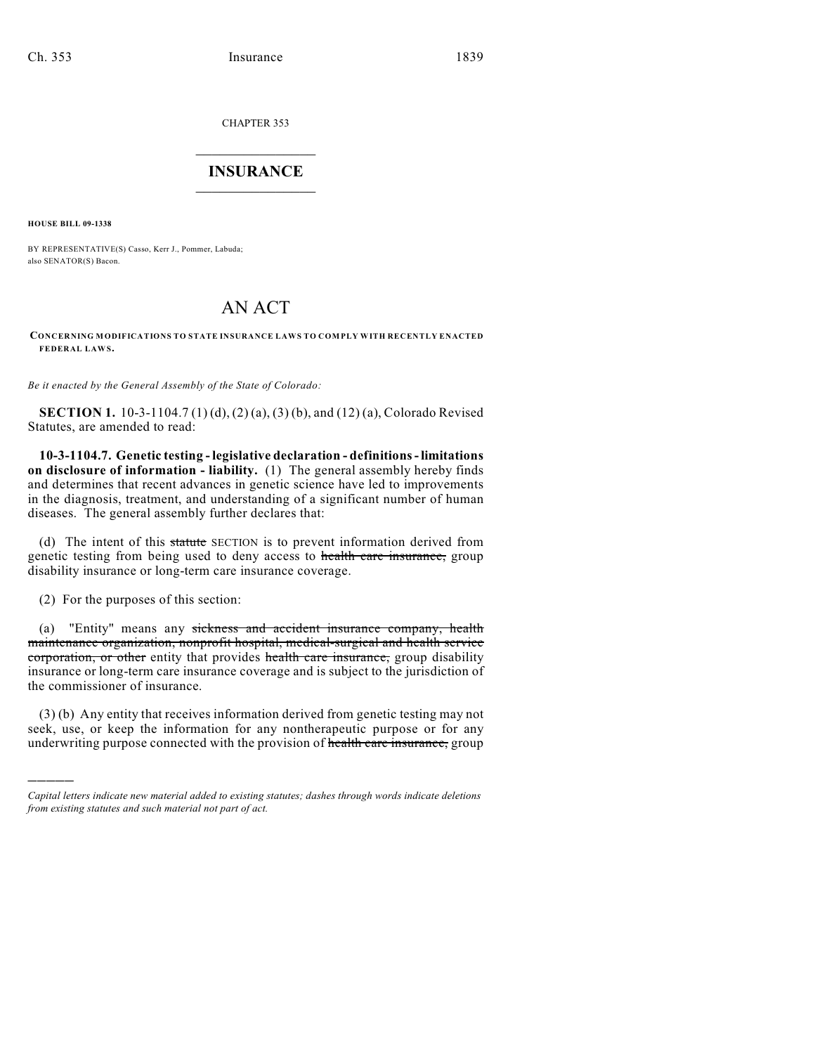CHAPTER 353

## INSURANCE

**HOUSE BILL 09-1338**

BY REPRESENTATIVE(S) Casso, Kerr J., Pommer, Labuda;
also SENATOR(S) Bacon.

# AN ACT

**CONCERNING MODIFICATIONS TO STATE INSURANCE LAWS TO COMPLY WITH RECENTLY ENACTED FEDERAL LAWS.**

*Be it enacted by the General Assembly of the State of Colorado:*

**SECTION 1.** 10-3-1104.7 (1) (d), (2) (a), (3) (b), and (12) (a), Colorado Revised Statutes, are amended to read:

**10-3-1104.7. Genetic testing - legislative declaration - definitions - limitations on disclosure of information - liability.** (1) The general assembly hereby finds and determines that recent advances in genetic science have led to improvements in the diagnosis, treatment, and understanding of a significant number of human diseases. The general assembly further declares that:

(d) The intent of this ~~statute~~ SECTION is to prevent information derived from genetic testing from being used to deny access to ~~health care insurance,~~ group disability insurance or long-term care insurance coverage.

(2) For the purposes of this section:

(a) "Entity" means any ~~sickness and accident insurance company, health maintenance organization, nonprofit hospital, medical-surgical and health service corporation, or other~~ entity that provides ~~health care insurance,~~ group disability insurance or long-term care insurance coverage and is subject to the jurisdiction of the commissioner of insurance.

(3) (b) Any entity that receives information derived from genetic testing may not seek, use, or keep the information for any nontherapeutic purpose or for any underwriting purpose connected with the provision of ~~health care insurance,~~ group

---

*Capital letters indicate new material added to existing statutes; dashes through words indicate deletions from existing statutes and such material not part of act.*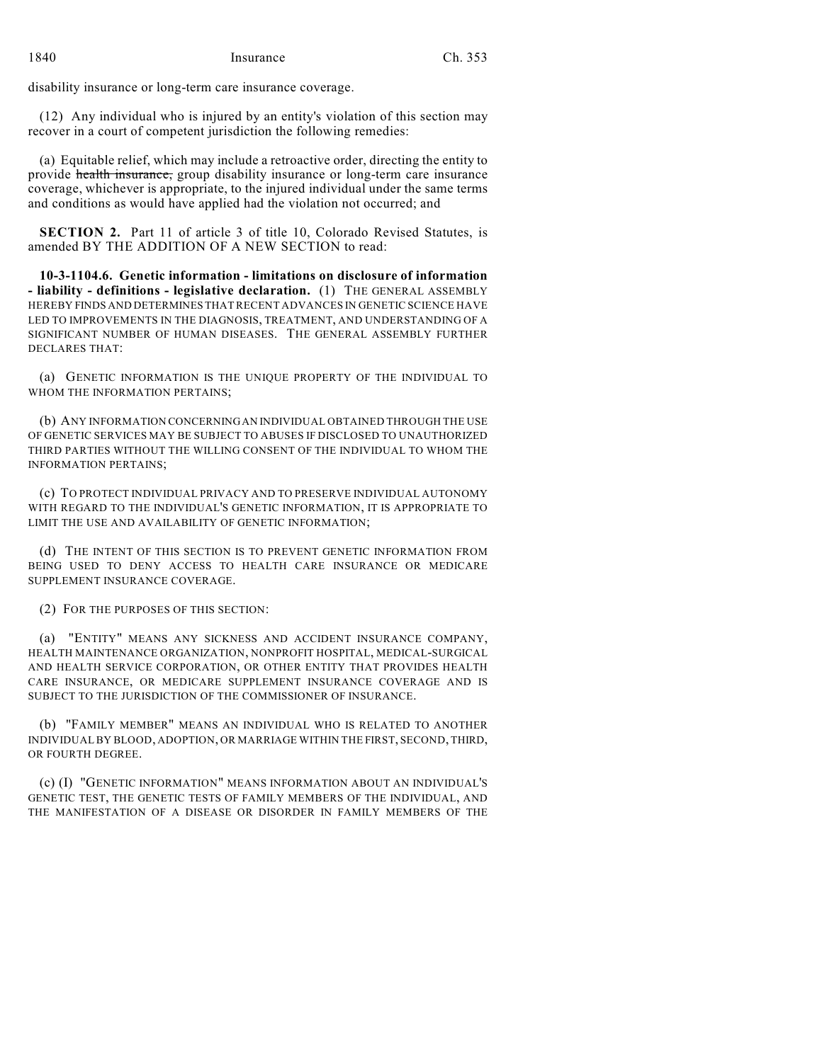disability insurance or long-term care insurance coverage.

(12) Any individual who is injured by an entity's violation of this section may recover in a court of competent jurisdiction the following remedies:

(a) Equitable relief, which may include a retroactive order, directing the entity to provide ~~health insurance,~~ group disability insurance or long-term care insurance coverage, whichever is appropriate, to the injured individual under the same terms and conditions as would have applied had the violation not occurred; and

**SECTION 2.** Part 11 of article 3 of title 10, Colorado Revised Statutes, is amended BY THE ADDITION OF A NEW SECTION to read:

**10-3-1104.6. Genetic information - limitations on disclosure of information - liability - definitions - legislative declaration.** (1) THE GENERAL ASSEMBLY HEREBY FINDS AND DETERMINES THAT RECENT ADVANCES IN GENETIC SCIENCE HAVE LED TO IMPROVEMENTS IN THE DIAGNOSIS, TREATMENT, AND UNDERSTANDING OF A SIGNIFICANT NUMBER OF HUMAN DISEASES. THE GENERAL ASSEMBLY FURTHER DECLARES THAT:

(a) GENETIC INFORMATION IS THE UNIQUE PROPERTY OF THE INDIVIDUAL TO WHOM THE INFORMATION PERTAINS;

(b) ANY INFORMATION CONCERNING AN INDIVIDUAL OBTAINED THROUGH THE USE OF GENETIC SERVICES MAY BE SUBJECT TO ABUSES IF DISCLOSED TO UNAUTHORIZED THIRD PARTIES WITHOUT THE WILLING CONSENT OF THE INDIVIDUAL TO WHOM THE INFORMATION PERTAINS;

(c) TO PROTECT INDIVIDUAL PRIVACY AND TO PRESERVE INDIVIDUAL AUTONOMY WITH REGARD TO THE INDIVIDUAL'S GENETIC INFORMATION, IT IS APPROPRIATE TO LIMIT THE USE AND AVAILABILITY OF GENETIC INFORMATION;

(d) THE INTENT OF THIS SECTION IS TO PREVENT GENETIC INFORMATION FROM BEING USED TO DENY ACCESS TO HEALTH CARE INSURANCE OR MEDICARE SUPPLEMENT INSURANCE COVERAGE.

(2) FOR THE PURPOSES OF THIS SECTION:

(a) "ENTITY" MEANS ANY SICKNESS AND ACCIDENT INSURANCE COMPANY, HEALTH MAINTENANCE ORGANIZATION, NONPROFIT HOSPITAL, MEDICAL-SURGICAL AND HEALTH SERVICE CORPORATION, OR OTHER ENTITY THAT PROVIDES HEALTH CARE INSURANCE, OR MEDICARE SUPPLEMENT INSURANCE COVERAGE AND IS SUBJECT TO THE JURISDICTION OF THE COMMISSIONER OF INSURANCE.

(b) "FAMILY MEMBER" MEANS AN INDIVIDUAL WHO IS RELATED TO ANOTHER INDIVIDUAL BY BLOOD, ADOPTION, OR MARRIAGE WITHIN THE FIRST, SECOND, THIRD, OR FOURTH DEGREE.

(c) (I) "GENETIC INFORMATION" MEANS INFORMATION ABOUT AN INDIVIDUAL'S GENETIC TEST, THE GENETIC TESTS OF FAMILY MEMBERS OF THE INDIVIDUAL, AND THE MANIFESTATION OF A DISEASE OR DISORDER IN FAMILY MEMBERS OF THE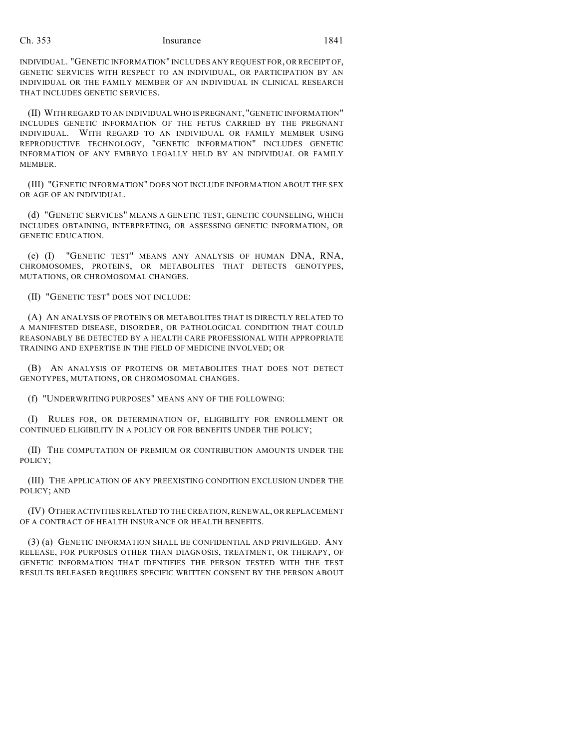INDIVIDUAL. "GENETIC INFORMATION" INCLUDES ANY REQUEST FOR, OR RECEIPT OF, GENETIC SERVICES WITH RESPECT TO AN INDIVIDUAL, OR PARTICIPATION BY AN INDIVIDUAL OR THE FAMILY MEMBER OF AN INDIVIDUAL IN CLINICAL RESEARCH THAT INCLUDES GENETIC SERVICES.

(II) WITH REGARD TO AN INDIVIDUAL WHO IS PREGNANT, "GENETIC INFORMATION" INCLUDES GENETIC INFORMATION OF THE FETUS CARRIED BY THE PREGNANT INDIVIDUAL. WITH REGARD TO AN INDIVIDUAL OR FAMILY MEMBER USING REPRODUCTIVE TECHNOLOGY, "GENETIC INFORMATION" INCLUDES GENETIC INFORMATION OF ANY EMBRYO LEGALLY HELD BY AN INDIVIDUAL OR FAMILY MEMBER.

(III) "GENETIC INFORMATION" DOES NOT INCLUDE INFORMATION ABOUT THE SEX OR AGE OF AN INDIVIDUAL.

(d) "GENETIC SERVICES" MEANS A GENETIC TEST, GENETIC COUNSELING, WHICH INCLUDES OBTAINING, INTERPRETING, OR ASSESSING GENETIC INFORMATION, OR GENETIC EDUCATION.

(e) (I) "GENETIC TEST" MEANS ANY ANALYSIS OF HUMAN DNA, RNA, CHROMOSOMES, PROTEINS, OR METABOLITES THAT DETECTS GENOTYPES, MUTATIONS, OR CHROMOSOMAL CHANGES.

(II) "GENETIC TEST" DOES NOT INCLUDE:

(A) AN ANALYSIS OF PROTEINS OR METABOLITES THAT IS DIRECTLY RELATED TO A MANIFESTED DISEASE, DISORDER, OR PATHOLOGICAL CONDITION THAT COULD REASONABLY BE DETECTED BY A HEALTH CARE PROFESSIONAL WITH APPROPRIATE TRAINING AND EXPERTISE IN THE FIELD OF MEDICINE INVOLVED; OR

(B) AN ANALYSIS OF PROTEINS OR METABOLITES THAT DOES NOT DETECT GENOTYPES, MUTATIONS, OR CHROMOSOMAL CHANGES.

(f) "UNDERWRITING PURPOSES" MEANS ANY OF THE FOLLOWING:

(I) RULES FOR, OR DETERMINATION OF, ELIGIBILITY FOR ENROLLMENT OR CONTINUED ELIGIBILITY IN A POLICY OR FOR BENEFITS UNDER THE POLICY;

(II) THE COMPUTATION OF PREMIUM OR CONTRIBUTION AMOUNTS UNDER THE POLICY;

(III) THE APPLICATION OF ANY PREEXISTING CONDITION EXCLUSION UNDER THE POLICY; AND

(IV) OTHER ACTIVITIES RELATED TO THE CREATION, RENEWAL, OR REPLACEMENT OF A CONTRACT OF HEALTH INSURANCE OR HEALTH BENEFITS.

(3) (a) GENETIC INFORMATION SHALL BE CONFIDENTIAL AND PRIVILEGED. ANY RELEASE, FOR PURPOSES OTHER THAN DIAGNOSIS, TREATMENT, OR THERAPY, OF GENETIC INFORMATION THAT IDENTIFIES THE PERSON TESTED WITH THE TEST RESULTS RELEASED REQUIRES SPECIFIC WRITTEN CONSENT BY THE PERSON ABOUT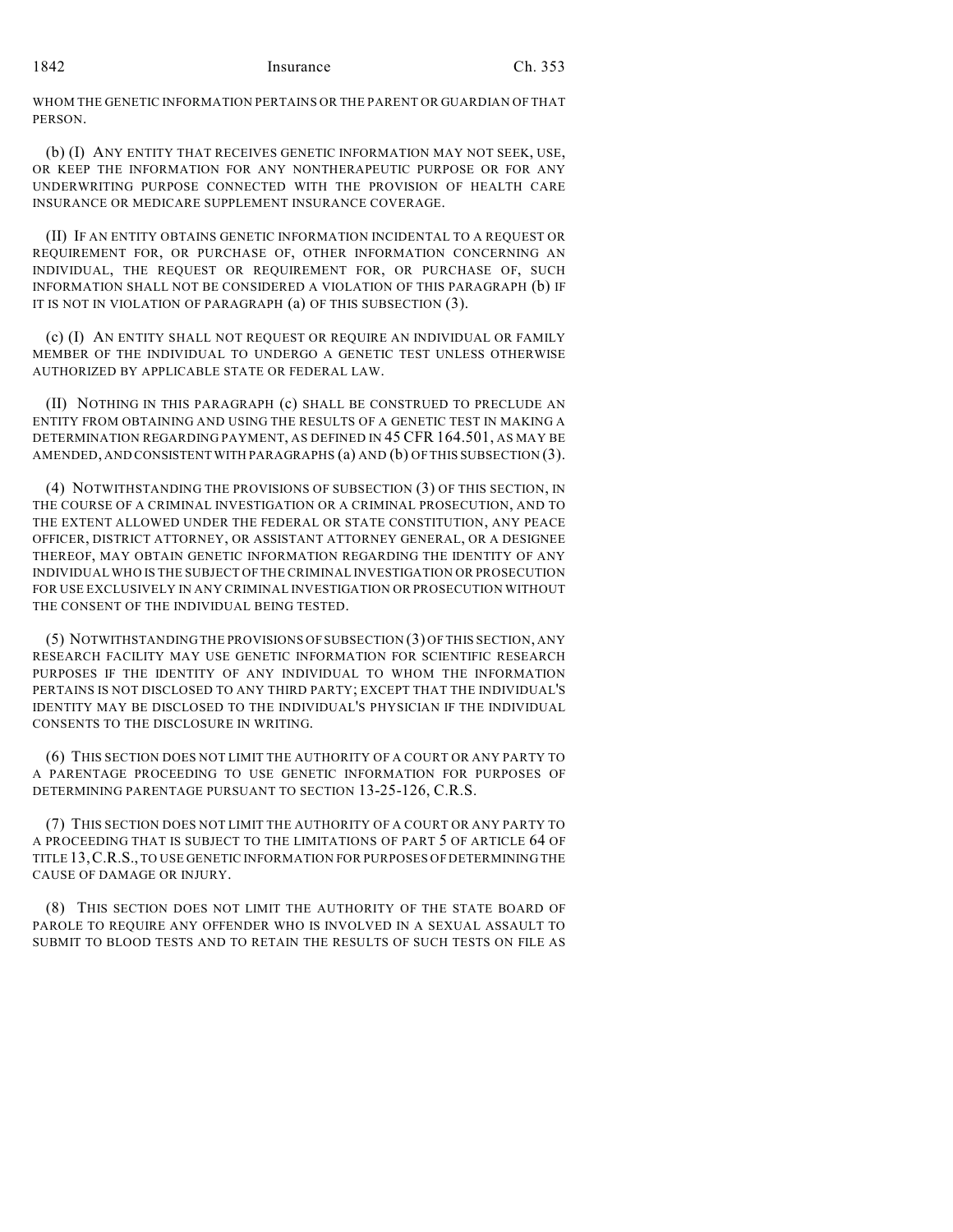WHOM THE GENETIC INFORMATION PERTAINS OR THE PARENT OR GUARDIAN OF THAT PERSON.

(b) (I) ANY ENTITY THAT RECEIVES GENETIC INFORMATION MAY NOT SEEK, USE, OR KEEP THE INFORMATION FOR ANY NONTHERAPEUTIC PURPOSE OR FOR ANY UNDERWRITING PURPOSE CONNECTED WITH THE PROVISION OF HEALTH CARE INSURANCE OR MEDICARE SUPPLEMENT INSURANCE COVERAGE.

(II) IF AN ENTITY OBTAINS GENETIC INFORMATION INCIDENTAL TO A REQUEST OR REQUIREMENT FOR, OR PURCHASE OF, OTHER INFORMATION CONCERNING AN INDIVIDUAL, THE REQUEST OR REQUIREMENT FOR, OR PURCHASE OF, SUCH INFORMATION SHALL NOT BE CONSIDERED A VIOLATION OF THIS PARAGRAPH (b) IF IT IS NOT IN VIOLATION OF PARAGRAPH (a) OF THIS SUBSECTION (3).

(c) (I) AN ENTITY SHALL NOT REQUEST OR REQUIRE AN INDIVIDUAL OR FAMILY MEMBER OF THE INDIVIDUAL TO UNDERGO A GENETIC TEST UNLESS OTHERWISE AUTHORIZED BY APPLICABLE STATE OR FEDERAL LAW.

(II) NOTHING IN THIS PARAGRAPH (c) SHALL BE CONSTRUED TO PRECLUDE AN ENTITY FROM OBTAINING AND USING THE RESULTS OF A GENETIC TEST IN MAKING A DETERMINATION REGARDING PAYMENT, AS DEFINED IN 45 CFR 164.501, AS MAY BE AMENDED, AND CONSISTENT WITH PARAGRAPHS (a) AND (b) OF THIS SUBSECTION (3).

(4) NOTWITHSTANDING THE PROVISIONS OF SUBSECTION (3) OF THIS SECTION, IN THE COURSE OF A CRIMINAL INVESTIGATION OR A CRIMINAL PROSECUTION, AND TO THE EXTENT ALLOWED UNDER THE FEDERAL OR STATE CONSTITUTION, ANY PEACE OFFICER, DISTRICT ATTORNEY, OR ASSISTANT ATTORNEY GENERAL, OR A DESIGNEE THEREOF, MAY OBTAIN GENETIC INFORMATION REGARDING THE IDENTITY OF ANY INDIVIDUAL WHO IS THE SUBJECT OF THE CRIMINAL INVESTIGATION OR PROSECUTION FOR USE EXCLUSIVELY IN ANY CRIMINAL INVESTIGATION OR PROSECUTION WITHOUT THE CONSENT OF THE INDIVIDUAL BEING TESTED.

(5) NOTWITHSTANDING THE PROVISIONS OF SUBSECTION (3) OF THIS SECTION, ANY RESEARCH FACILITY MAY USE GENETIC INFORMATION FOR SCIENTIFIC RESEARCH PURPOSES IF THE IDENTITY OF ANY INDIVIDUAL TO WHOM THE INFORMATION PERTAINS IS NOT DISCLOSED TO ANY THIRD PARTY; EXCEPT THAT THE INDIVIDUAL'S IDENTITY MAY BE DISCLOSED TO THE INDIVIDUAL'S PHYSICIAN IF THE INDIVIDUAL CONSENTS TO THE DISCLOSURE IN WRITING.

(6) THIS SECTION DOES NOT LIMIT THE AUTHORITY OF A COURT OR ANY PARTY TO A PARENTAGE PROCEEDING TO USE GENETIC INFORMATION FOR PURPOSES OF DETERMINING PARENTAGE PURSUANT TO SECTION 13-25-126, C.R.S.

(7) THIS SECTION DOES NOT LIMIT THE AUTHORITY OF A COURT OR ANY PARTY TO A PROCEEDING THAT IS SUBJECT TO THE LIMITATIONS OF PART 5 OF ARTICLE 64 OF TITLE 13, C.R.S., TO USE GENETIC INFORMATION FOR PURPOSES OF DETERMINING THE CAUSE OF DAMAGE OR INJURY.

(8) THIS SECTION DOES NOT LIMIT THE AUTHORITY OF THE STATE BOARD OF PAROLE TO REQUIRE ANY OFFENDER WHO IS INVOLVED IN A SEXUAL ASSAULT TO SUBMIT TO BLOOD TESTS AND TO RETAIN THE RESULTS OF SUCH TESTS ON FILE AS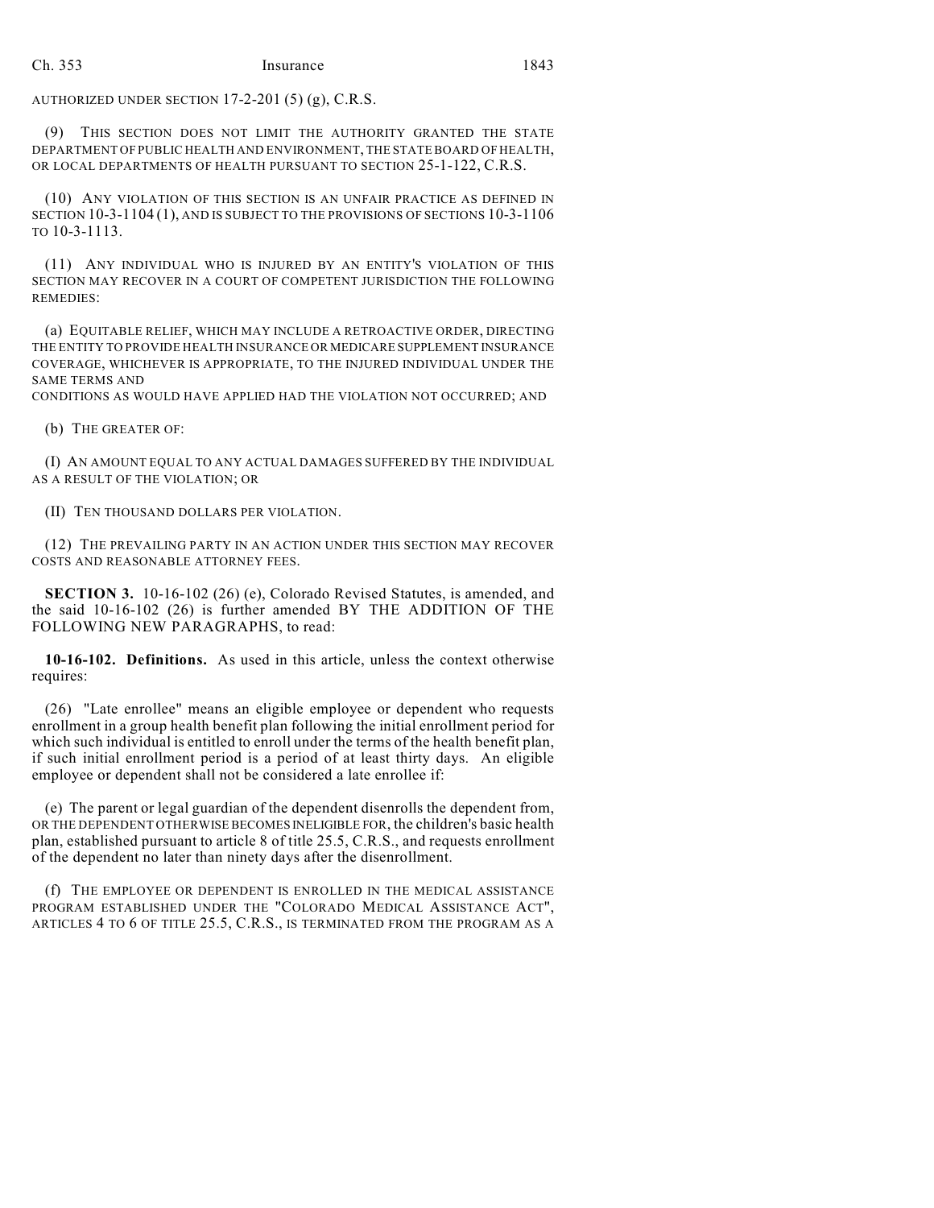AUTHORIZED UNDER SECTION 17-2-201 (5) (g), C.R.S.

(9) THIS SECTION DOES NOT LIMIT THE AUTHORITY GRANTED THE STATE DEPARTMENT OF PUBLIC HEALTH AND ENVIRONMENT, THE STATE BOARD OF HEALTH, OR LOCAL DEPARTMENTS OF HEALTH PURSUANT TO SECTION 25-1-122, C.R.S.

(10) ANY VIOLATION OF THIS SECTION IS AN UNFAIR PRACTICE AS DEFINED IN SECTION 10-3-1104 (1), AND IS SUBJECT TO THE PROVISIONS OF SECTIONS 10-3-1106 TO 10-3-1113.

(11) ANY INDIVIDUAL WHO IS INJURED BY AN ENTITY'S VIOLATION OF THIS SECTION MAY RECOVER IN A COURT OF COMPETENT JURISDICTION THE FOLLOWING REMEDIES:

(a) EQUITABLE RELIEF, WHICH MAY INCLUDE A RETROACTIVE ORDER, DIRECTING THE ENTITY TO PROVIDE HEALTH INSURANCE OR MEDICARE SUPPLEMENT INSURANCE COVERAGE, WHICHEVER IS APPROPRIATE, TO THE INJURED INDIVIDUAL UNDER THE SAME TERMS AND CONDITIONS AS WOULD HAVE APPLIED HAD THE VIOLATION NOT OCCURRED; AND

(b) THE GREATER OF:

(I) AN AMOUNT EQUAL TO ANY ACTUAL DAMAGES SUFFERED BY THE INDIVIDUAL AS A RESULT OF THE VIOLATION; OR

(II) TEN THOUSAND DOLLARS PER VIOLATION.

(12) THE PREVAILING PARTY IN AN ACTION UNDER THIS SECTION MAY RECOVER COSTS AND REASONABLE ATTORNEY FEES.

**SECTION 3.** 10-16-102 (26) (e), Colorado Revised Statutes, is amended, and the said 10-16-102 (26) is further amended BY THE ADDITION OF THE FOLLOWING NEW PARAGRAPHS, to read:

**10-16-102. Definitions.** As used in this article, unless the context otherwise requires:

(26) "Late enrollee" means an eligible employee or dependent who requests enrollment in a group health benefit plan following the initial enrollment period for which such individual is entitled to enroll under the terms of the health benefit plan, if such initial enrollment period is a period of at least thirty days. An eligible employee or dependent shall not be considered a late enrollee if:

(e) The parent or legal guardian of the dependent disenrolls the dependent from, OR THE DEPENDENT OTHERWISE BECOMES INELIGIBLE FOR, the children's basic health plan, established pursuant to article 8 of title 25.5, C.R.S., and requests enrollment of the dependent no later than ninety days after the disenrollment.

(f) THE EMPLOYEE OR DEPENDENT IS ENROLLED IN THE MEDICAL ASSISTANCE PROGRAM ESTABLISHED UNDER THE "COLORADO MEDICAL ASSISTANCE ACT", ARTICLES 4 TO 6 OF TITLE 25.5, C.R.S., IS TERMINATED FROM THE PROGRAM AS A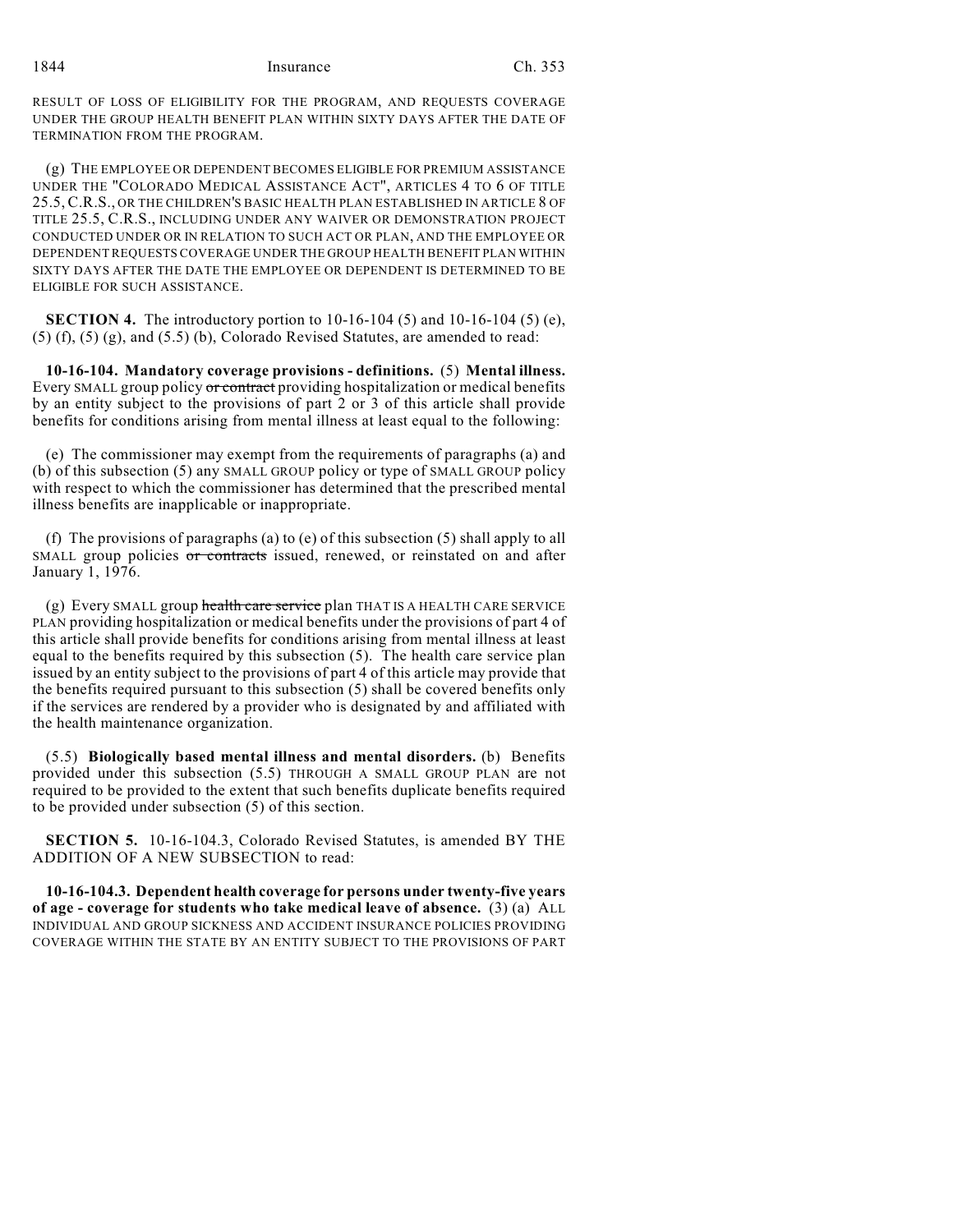RESULT OF LOSS OF ELIGIBILITY FOR THE PROGRAM, AND REQUESTS COVERAGE UNDER THE GROUP HEALTH BENEFIT PLAN WITHIN SIXTY DAYS AFTER THE DATE OF TERMINATION FROM THE PROGRAM.

(g) THE EMPLOYEE OR DEPENDENT BECOMES ELIGIBLE FOR PREMIUM ASSISTANCE UNDER THE "COLORADO MEDICAL ASSISTANCE ACT", ARTICLES 4 TO 6 OF TITLE 25.5, C.R.S., OR THE CHILDREN'S BASIC HEALTH PLAN ESTABLISHED IN ARTICLE 8 OF TITLE 25.5, C.R.S., INCLUDING UNDER ANY WAIVER OR DEMONSTRATION PROJECT CONDUCTED UNDER OR IN RELATION TO SUCH ACT OR PLAN, AND THE EMPLOYEE OR DEPENDENT REQUESTS COVERAGE UNDER THE GROUP HEALTH BENEFIT PLAN WITHIN SIXTY DAYS AFTER THE DATE THE EMPLOYEE OR DEPENDENT IS DETERMINED TO BE ELIGIBLE FOR SUCH ASSISTANCE.

**SECTION 4.** The introductory portion to 10-16-104 (5) and 10-16-104 (5) (e), (5) (f), (5) (g), and (5.5) (b), Colorado Revised Statutes, are amended to read:

**10-16-104. Mandatory coverage provisions - definitions.** (5) **Mental illness.** Every SMALL group policy ~~or contract~~ providing hospitalization or medical benefits by an entity subject to the provisions of part 2 or 3 of this article shall provide benefits for conditions arising from mental illness at least equal to the following:

(e) The commissioner may exempt from the requirements of paragraphs (a) and (b) of this subsection (5) any SMALL GROUP policy or type of SMALL GROUP policy with respect to which the commissioner has determined that the prescribed mental illness benefits are inapplicable or inappropriate.

(f) The provisions of paragraphs (a) to (e) of this subsection (5) shall apply to all SMALL group policies ~~or contracts~~ issued, renewed, or reinstated on and after January 1, 1976.

(g) Every SMALL group ~~health care service~~ plan THAT IS A HEALTH CARE SERVICE PLAN providing hospitalization or medical benefits under the provisions of part 4 of this article shall provide benefits for conditions arising from mental illness at least equal to the benefits required by this subsection (5). The health care service plan issued by an entity subject to the provisions of part 4 of this article may provide that the benefits required pursuant to this subsection (5) shall be covered benefits only if the services are rendered by a provider who is designated by and affiliated with the health maintenance organization.

(5.5) **Biologically based mental illness and mental disorders.** (b) Benefits provided under this subsection (5.5) THROUGH A SMALL GROUP PLAN are not required to be provided to the extent that such benefits duplicate benefits required to be provided under subsection (5) of this section.

**SECTION 5.** 10-16-104.3, Colorado Revised Statutes, is amended BY THE ADDITION OF A NEW SUBSECTION to read:

**10-16-104.3. Dependent health coverage for persons under twenty-five years of age - coverage for students who take medical leave of absence.** (3) (a) ALL INDIVIDUAL AND GROUP SICKNESS AND ACCIDENT INSURANCE POLICIES PROVIDING COVERAGE WITHIN THE STATE BY AN ENTITY SUBJECT TO THE PROVISIONS OF PART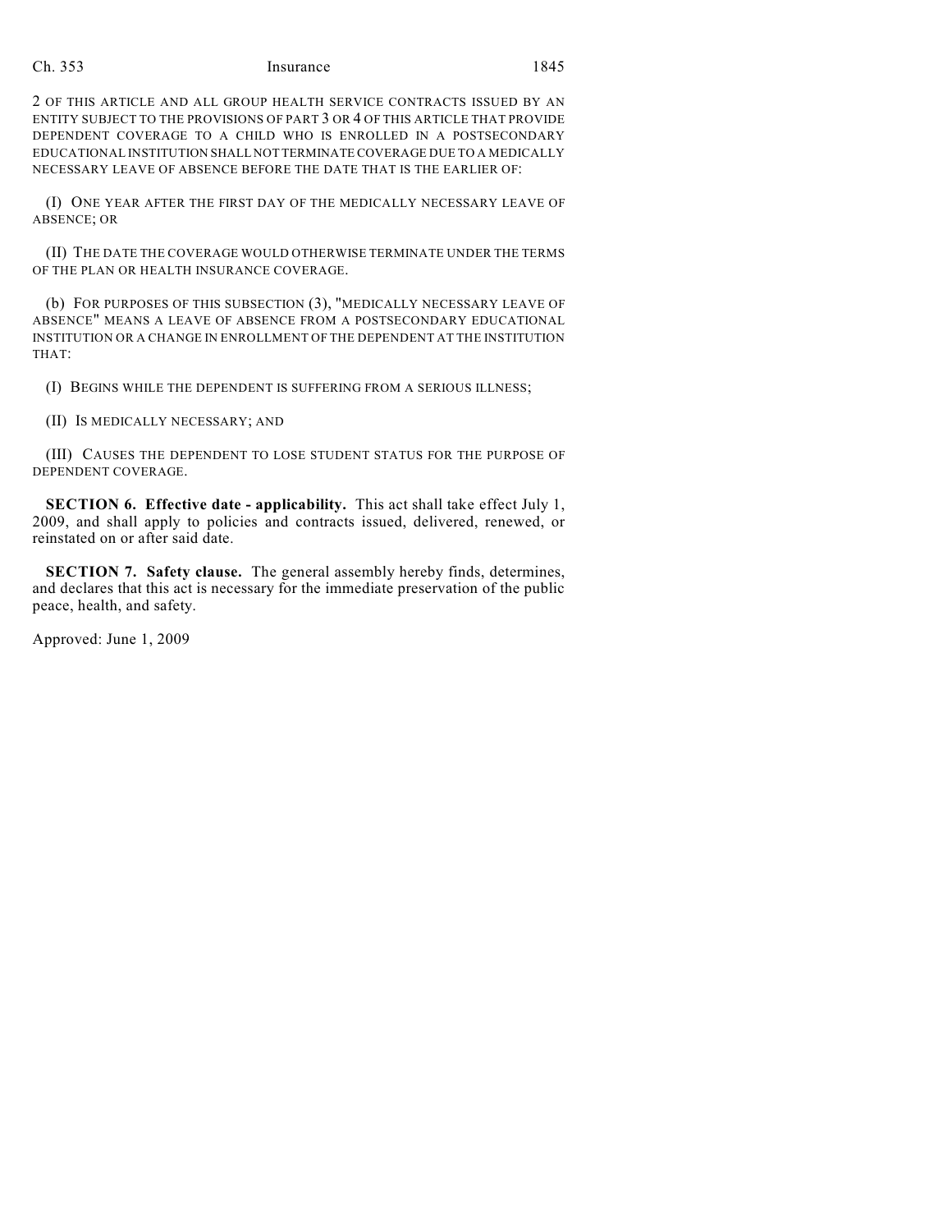2 OF THIS ARTICLE AND ALL GROUP HEALTH SERVICE CONTRACTS ISSUED BY AN ENTITY SUBJECT TO THE PROVISIONS OF PART 3 OR 4 OF THIS ARTICLE THAT PROVIDE DEPENDENT COVERAGE TO A CHILD WHO IS ENROLLED IN A POSTSECONDARY EDUCATIONAL INSTITUTION SHALL NOT TERMINATE COVERAGE DUE TO A MEDICALLY NECESSARY LEAVE OF ABSENCE BEFORE THE DATE THAT IS THE EARLIER OF:

(I) ONE YEAR AFTER THE FIRST DAY OF THE MEDICALLY NECESSARY LEAVE OF ABSENCE; OR

(II) THE DATE THE COVERAGE WOULD OTHERWISE TERMINATE UNDER THE TERMS OF THE PLAN OR HEALTH INSURANCE COVERAGE.

(b) FOR PURPOSES OF THIS SUBSECTION (3), "MEDICALLY NECESSARY LEAVE OF ABSENCE" MEANS A LEAVE OF ABSENCE FROM A POSTSECONDARY EDUCATIONAL INSTITUTION OR A CHANGE IN ENROLLMENT OF THE DEPENDENT AT THE INSTITUTION THAT:

(I) BEGINS WHILE THE DEPENDENT IS SUFFERING FROM A SERIOUS ILLNESS;

(II) IS MEDICALLY NECESSARY; AND

(III) CAUSES THE DEPENDENT TO LOSE STUDENT STATUS FOR THE PURPOSE OF DEPENDENT COVERAGE.

**SECTION 6. Effective date - applicability.** This act shall take effect July 1, 2009, and shall apply to policies and contracts issued, delivered, renewed, or reinstated on or after said date.

**SECTION 7. Safety clause.** The general assembly hereby finds, determines, and declares that this act is necessary for the immediate preservation of the public peace, health, and safety.

Approved: June 1, 2009